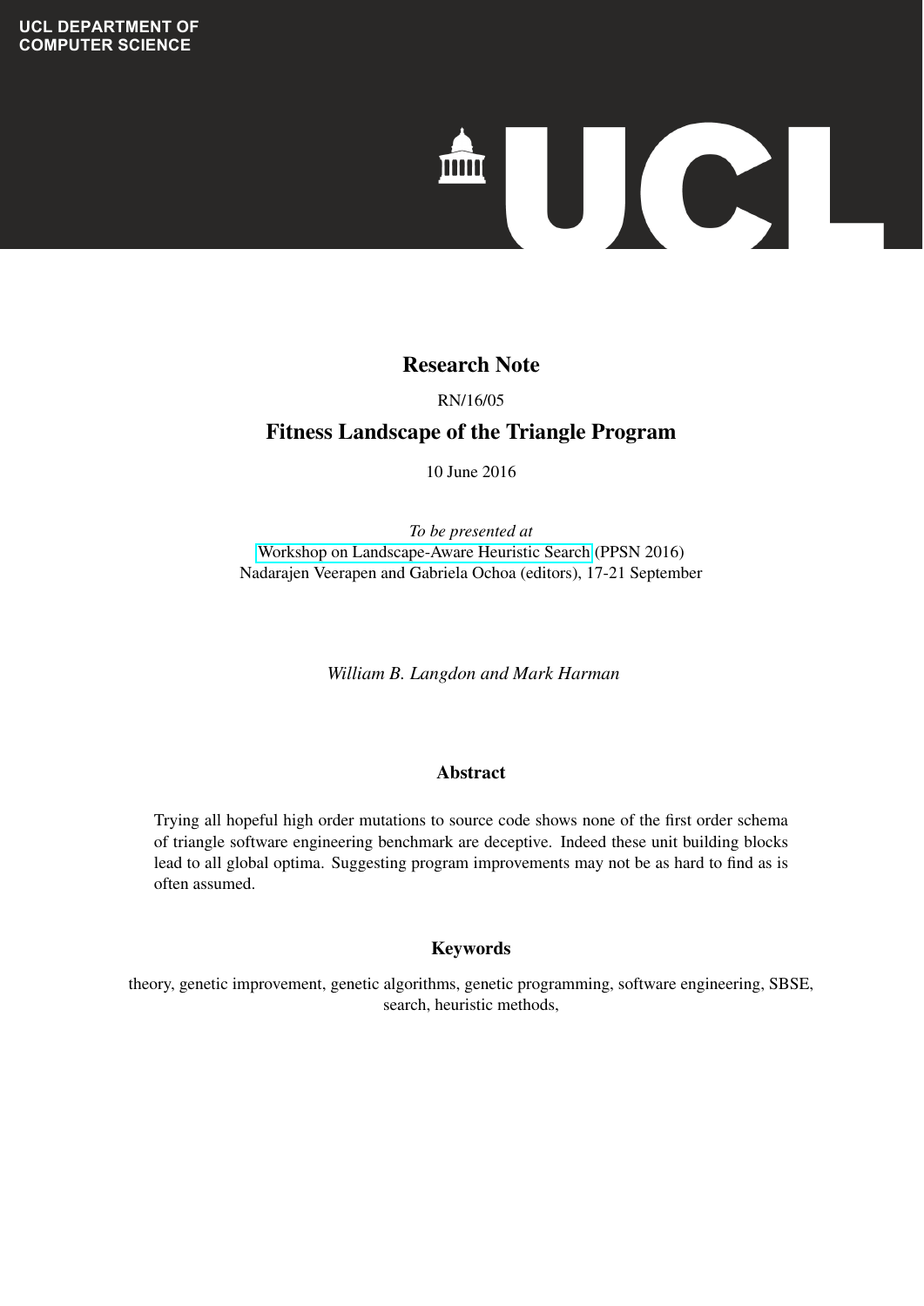UCL DEPARTMENT OF COMPUTER SCIENCE

# Research Note

RN/16/05

## Fitness Landscape of the Triangle Program

10 June 2016

*To be presented at*
Workshop on Landscape-Aware Heuristic Search (PPSN 2016)
Nadarajen Veerapen and Gabriela Ochoa (editors), 17-21 September

*William B. Langdon and Mark Harman*

### Abstract

Trying all hopeful high order mutations to source code shows none of the first order schema of triangle software engineering benchmark are deceptive. Indeed these unit building blocks lead to all global optima. Suggesting program improvements may not be as hard to find as is often assumed.

### Keywords

theory, genetic improvement, genetic algorithms, genetic programming, software engineering, SBSE, search, heuristic methods,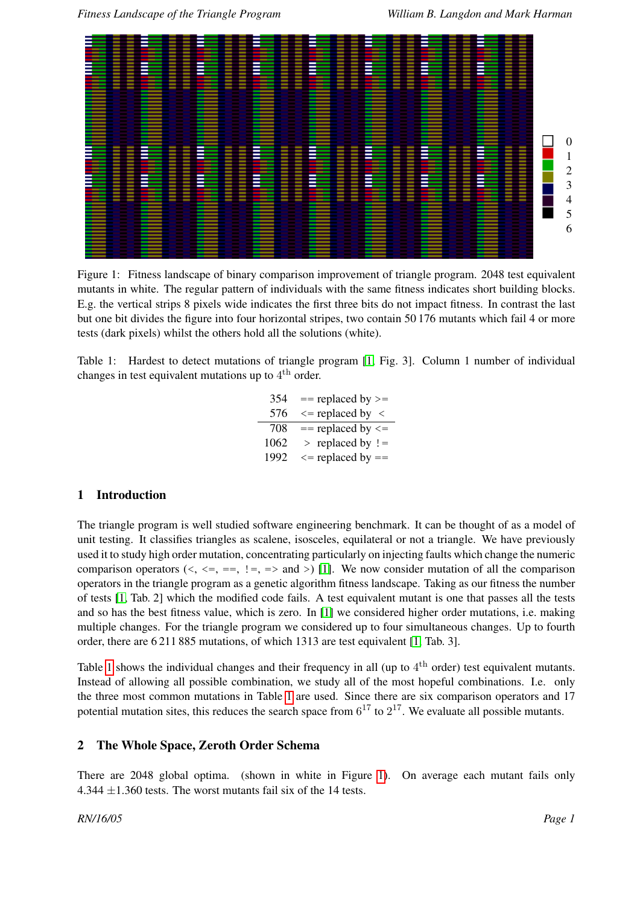Figure 1: Fitness landscape of binary comparison improvement of triangle program. 2048 test equivalent mutants in white. The regular pattern of individuals with the same fitness indicates short building blocks. E.g. the vertical strips 8 pixels wide indicates the first three bits do not impact fitness. In contrast the last but one bit divides the figure into four horizontal stripes, two contain 50 176 mutants which fail 4 or more tests (dark pixels) whilst the others hold all the solutions (white).

Table 1: Hardest to detect mutations of triangle program [1, Fig. 3]. Column 1 number of individual changes in test equivalent mutations up to 4th order.

| | |
|---|---|
| 354 | == replaced by >= |
| 576 | <= replaced by < |
| 708 | == replaced by <= |
| 1062 | > replaced by != |
| 1992 | <= replaced by == |

## 1 Introduction

The triangle program is well studied software engineering benchmark. It can be thought of as a model of unit testing. It classifies triangles as scalene, isosceles, equilateral or not a triangle. We have previously used it to study high order mutation, concentrating particularly on injecting faults which change the numeric comparison operators (<, <=, ==, !=, => and >) [1]. We now consider mutation of all the comparison operators in the triangle program as a genetic algorithm fitness landscape. Taking as our fitness the number of tests [1, Tab. 2] which the modified code fails. A test equivalent mutant is one that passes all the tests and so has the best fitness value, which is zero. In [1] we considered higher order mutations, i.e. making multiple changes. For the triangle program we considered up to four simultaneous changes. Up to fourth order, there are 6 211 885 mutations, of which 1313 are test equivalent [1, Tab. 3].

Table 1 shows the individual changes and their frequency in all (up to 4th order) test equivalent mutants. Instead of allowing all possible combination, we study all of the most hopeful combinations. I.e. only the three most common mutations in Table 1 are used. Since there are six comparison operators and 17 potential mutation sites, this reduces the search space from $6^{17}$ to $2^{17}$. We evaluate all possible mutants.

## 2 The Whole Space, Zeroth Order Schema

There are 2048 global optima. (shown in white in Figure 1). On average each mutant fails only $4.344 \pm 1.360$ tests. The worst mutants fail six of the 14 tests.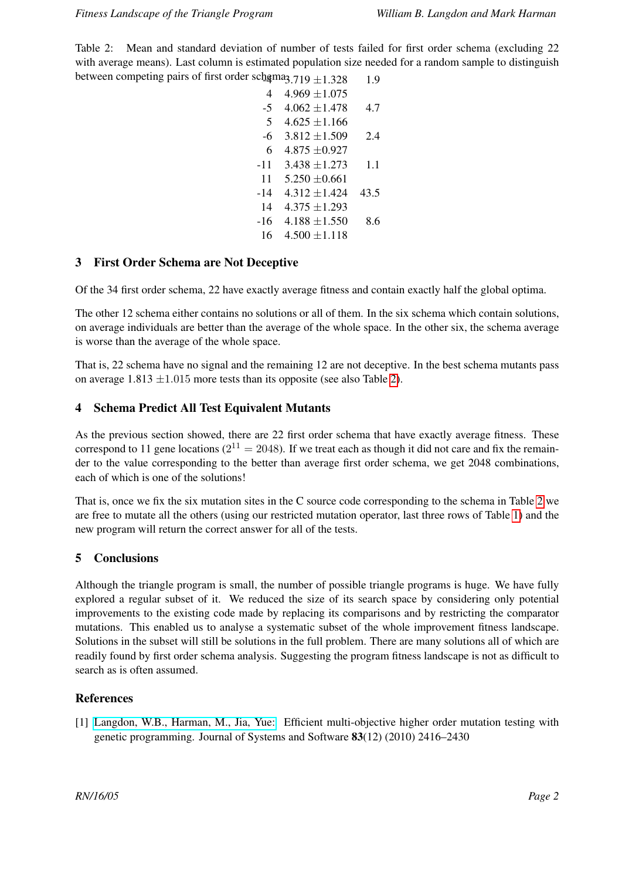Table 2: Mean and standard deviation of number of tests failed for first order schema (excluding 22 with average means). Last column is estimated population size needed for a random sample to distinguish between competing pairs of first order schema.

| | | |
|---|---|---|
| -4 | $3.719 \pm 1.328$ | 1.9 |
| 4 | $4.969 \pm 1.075$ | |
| -5 | $4.062 \pm 1.478$ | 4.7 |
| 5 | $4.625 \pm 1.166$ | |
| -6 | $3.812 \pm 1.509$ | 2.4 |
| 6 | $4.875 \pm 0.927$ | |
| -11 | $3.438 \pm 1.273$ | 1.1 |
| 11 | $5.250 \pm 0.661$ | |
| -14 | $4.312 \pm 1.424$ | 43.5 |
| 14 | $4.375 \pm 1.293$ | |
| -16 | $4.188 \pm 1.550$ | 8.6 |
| 16 | $4.500 \pm 1.118$ | |

## 3 First Order Schema are Not Deceptive

Of the 34 first order schema, 22 have exactly average fitness and contain exactly half the global optima.

The other 12 schema either contains no solutions or all of them. In the six schema which contain solutions, on average individuals are better than the average of the whole space. In the other six, the schema average is worse than the average of the whole space.

That is, 22 schema have no signal and the remaining 12 are not deceptive. In the best schema mutants pass on average $1.813 \pm 1.015$ more tests than its opposite (see also Table 2).

## 4 Schema Predict All Test Equivalent Mutants

As the previous section showed, there are 22 first order schema that have exactly average fitness. These correspond to 11 gene locations ($2^{11} = 2048$). If we treat each as though it did not care and fix the remainder to the value corresponding to the better than average first order schema, we get 2048 combinations, each of which is one of the solutions!

That is, once we fix the six mutation sites in the C source code corresponding to the schema in Table 2 we are free to mutate all the others (using our restricted mutation operator, last three rows of Table 1) and the new program will return the correct answer for all of the tests.

## 5 Conclusions

Although the triangle program is small, the number of possible triangle programs is huge. We have fully explored a regular subset of it. We reduced the size of its search space by considering only potential improvements to the existing code made by replacing its comparisons and by restricting the comparator mutations. This enabled us to analyse a systematic subset of the whole improvement fitness landscape. Solutions in the subset will still be solutions in the full problem. There are many solutions all of which are readily found by first order schema analysis. Suggesting the program fitness landscape is not as difficult to search as is often assumed.

## References

[1] Langdon, W.B., Harman, M., Jia, Yue: Efficient multi-objective higher order mutation testing with genetic programming. Journal of Systems and Software **83**(12) (2010) 2416–2430